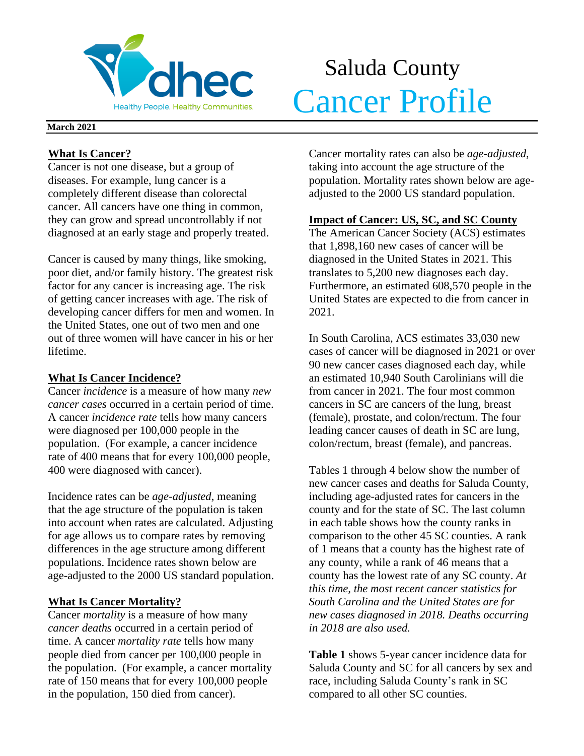# Saluda County Cancer Profile

**March 2021**

## What Is Cancer?

Cancer is not one disease, but a group of diseases. For example, lung cancer is a completely different disease than colorectal cancer. All cancers have one thing in common, they can grow and spread uncontrollably if not diagnosed at an early stage and properly treated.

Cancer is caused by many things, like smoking, poor diet, and/or family history. The greatest risk factor for any cancer is increasing age. The risk of getting cancer increases with age. The risk of developing cancer differs for men and women. In the United States, one out of two men and one out of three women will have cancer in his or her lifetime.

## What Is Cancer Incidence?

Cancer *incidence* is a measure of how many *new cancer cases* occurred in a certain period of time. A cancer *incidence rate* tells how many cancers were diagnosed per 100,000 people in the population. (For example, a cancer incidence rate of 400 means that for every 100,000 people, 400 were diagnosed with cancer).

Incidence rates can be *age-adjusted*, meaning that the age structure of the population is taken into account when rates are calculated. Adjusting for age allows us to compare rates by removing differences in the age structure among different populations. Incidence rates shown below are age-adjusted to the 2000 US standard population.

## What Is Cancer Mortality?

Cancer *mortality* is a measure of how many *cancer deaths* occurred in a certain period of time. A cancer *mortality rate* tells how many people died from cancer per 100,000 people in the population. (For example, a cancer mortality rate of 150 means that for every 100,000 people in the population, 150 died from cancer).

Cancer mortality rates can also be *age-adjusted*, taking into account the age structure of the population. Mortality rates shown below are age-adjusted to the 2000 US standard population.

## Impact of Cancer: US, SC, and SC County

The American Cancer Society (ACS) estimates that 1,898,160 new cases of cancer will be diagnosed in the United States in 2021. This translates to 5,200 new diagnoses each day. Furthermore, an estimated 608,570 people in the United States are expected to die from cancer in 2021.

In South Carolina, ACS estimates 33,030 new cases of cancer will be diagnosed in 2021 or over 90 new cancer cases diagnosed each day, while an estimated 10,940 South Carolinians will die from cancer in 2021. The four most common cancers in SC are cancers of the lung, breast (female), prostate, and colon/rectum. The four leading cancer causes of death in SC are lung, colon/rectum, breast (female), and pancreas.

Tables 1 through 4 below show the number of new cancer cases and deaths for Saluda County, including age-adjusted rates for cancers in the county and for the state of SC. The last column in each table shows how the county ranks in comparison to the other 45 SC counties. A rank of 1 means that a county has the highest rate of any county, while a rank of 46 means that a county has the lowest rate of any SC county. *At this time, the most recent cancer statistics for South Carolina and the United States are for new cases diagnosed in 2018. Deaths occurring in 2018 are also used.*

**Table 1** shows 5-year cancer incidence data for Saluda County and SC for all cancers by sex and race, including Saluda County's rank in SC compared to all other SC counties.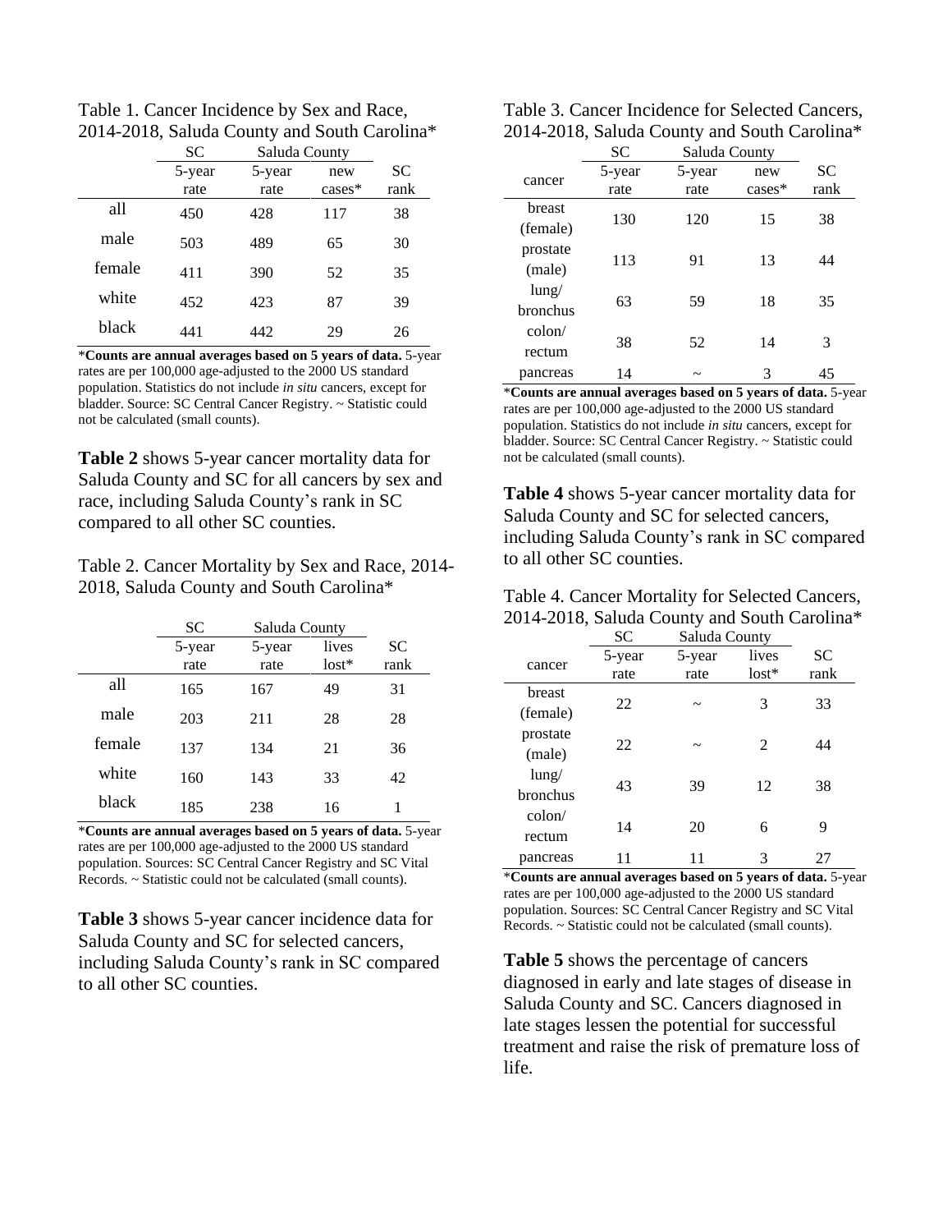Table 1. Cancer Incidence by Sex and Race, 2014-2018, Saluda County and South Carolina*

| | SC | Saluda County | | |
|---|---|---|---|---|
| | 5-year rate | 5-year rate | new cases* | SC rank |
| all | 450 | 428 | 117 | 38 |
| male | 503 | 489 | 65 | 30 |
| female | 411 | 390 | 52 | 35 |
| white | 452 | 423 | 87 | 39 |
| black | 441 | 442 | 29 | 26 |

***Counts are annual averages based on 5 years of data.** 5-year rates are per 100,000 age-adjusted to the 2000 US standard population. Statistics do not include *in situ* cancers, except for bladder. Source: SC Central Cancer Registry. ~ Statistic could not be calculated (small counts).

**Table 2** shows 5-year cancer mortality data for Saluda County and SC for all cancers by sex and race, including Saluda County's rank in SC compared to all other SC counties.

Table 2. Cancer Mortality by Sex and Race, 2014-2018, Saluda County and South Carolina*

| | SC | Saluda County | | |
|---|---|---|---|---|
| | 5-year rate | 5-year rate | lives lost* | SC rank |
| all | 165 | 167 | 49 | 31 |
| male | 203 | 211 | 28 | 28 |
| female | 137 | 134 | 21 | 36 |
| white | 160 | 143 | 33 | 42 |
| black | 185 | 238 | 16 | 1 |

***Counts are annual averages based on 5 years of data.** 5-year rates are per 100,000 age-adjusted to the 2000 US standard population. Sources: SC Central Cancer Registry and SC Vital Records. ~ Statistic could not be calculated (small counts).

**Table 3** shows 5-year cancer incidence data for Saluda County and SC for selected cancers, including Saluda County's rank in SC compared to all other SC counties.

Table 3. Cancer Incidence for Selected Cancers, 2014-2018, Saluda County and South Carolina*

| | SC | Saluda County | | |
|---|---|---|---|---|
| cancer | 5-year rate | 5-year rate | new cases* | SC rank |
| breast (female) | 130 | 120 | 15 | 38 |
| prostate (male) | 113 | 91 | 13 | 44 |
| lung/ bronchus | 63 | 59 | 18 | 35 |
| colon/ rectum | 38 | 52 | 14 | 3 |
| pancreas | 14 | ~ | 3 | 45 |

***Counts are annual averages based on 5 years of data.** 5-year rates are per 100,000 age-adjusted to the 2000 US standard population. Statistics do not include *in situ* cancers, except for bladder. Source: SC Central Cancer Registry. ~ Statistic could not be calculated (small counts).

**Table 4** shows 5-year cancer mortality data for Saluda County and SC for selected cancers, including Saluda County's rank in SC compared to all other SC counties.

Table 4. Cancer Mortality for Selected Cancers, 2014-2018, Saluda County and South Carolina*

| | SC | Saluda County | | |
|---|---|---|---|---|
| cancer | 5-year rate | 5-year rate | lives lost* | SC rank |
| breast (female) | 22 | ~ | 3 | 33 |
| prostate (male) | 22 | ~ | 2 | 44 |
| lung/ bronchus | 43 | 39 | 12 | 38 |
| colon/ rectum | 14 | 20 | 6 | 9 |
| pancreas | 11 | 11 | 3 | 27 |

***Counts are annual averages based on 5 years of data.** 5-year rates are per 100,000 age-adjusted to the 2000 US standard population. Sources: SC Central Cancer Registry and SC Vital Records. ~ Statistic could not be calculated (small counts).

**Table 5** shows the percentage of cancers diagnosed in early and late stages of disease in Saluda County and SC. Cancers diagnosed in late stages lessen the potential for successful treatment and raise the risk of premature loss of life.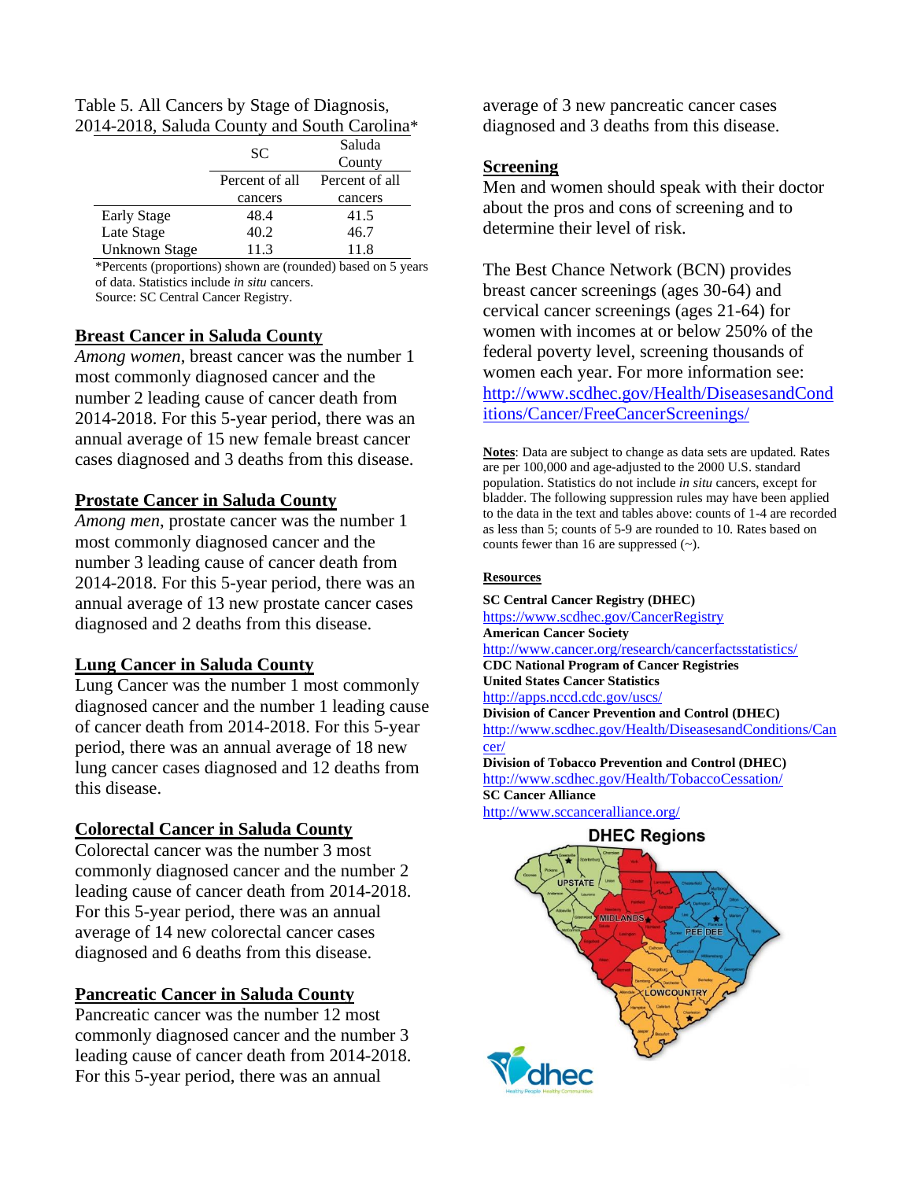Table 5. All Cancers by Stage of Diagnosis, 2014-2018, Saluda County and South Carolina*

| | SC | Saluda County |
|---|---|---|
| | Percent of all cancers | Percent of all cancers |
| Early Stage | 48.4 | 41.5 |
| Late Stage | 40.2 | 46.7 |
| Unknown Stage | 11.3 | 11.8 |

*Percents (proportions) shown are (rounded) based on 5 years of data. Statistics include *in situ* cancers.
Source: SC Central Cancer Registry.

## Breast Cancer in Saluda County

*Among women*, breast cancer was the number 1 most commonly diagnosed cancer and the number 2 leading cause of cancer death from 2014-2018. For this 5-year period, there was an annual average of 15 new female breast cancer cases diagnosed and 3 deaths from this disease.

## Prostate Cancer in Saluda County

*Among men*, prostate cancer was the number 1 most commonly diagnosed cancer and the number 3 leading cause of cancer death from 2014-2018. For this 5-year period, there was an annual average of 13 new prostate cancer cases diagnosed and 2 deaths from this disease.

## Lung Cancer in Saluda County

Lung Cancer was the number 1 most commonly diagnosed cancer and the number 1 leading cause of cancer death from 2014-2018. For this 5-year period, there was an annual average of 18 new lung cancer cases diagnosed and 12 deaths from this disease.

## Colorectal Cancer in Saluda County

Colorectal cancer was the number 3 most commonly diagnosed cancer and the number 2 leading cause of cancer death from 2014-2018. For this 5-year period, there was an annual average of 14 new colorectal cancer cases diagnosed and 6 deaths from this disease.

## Pancreatic Cancer in Saluda County

Pancreatic cancer was the number 12 most commonly diagnosed cancer and the number 3 leading cause of cancer death from 2014-2018. For this 5-year period, there was an annual average of 3 new pancreatic cancer cases diagnosed and 3 deaths from this disease.

## Screening

Men and women should speak with their doctor about the pros and cons of screening and to determine their level of risk.

The Best Chance Network (BCN) provides breast cancer screenings (ages 30-64) and cervical cancer screenings (ages 21-64) for women with incomes at or below 250% of the federal poverty level, screening thousands of women each year. For more information see: http://www.scdhec.gov/Health/DiseasesandConditions/Cancer/FreeCancerScreenings/

**Notes**: Data are subject to change as data sets are updated. Rates are per 100,000 and age-adjusted to the 2000 U.S. standard population. Statistics do not include *in situ* cancers, except for bladder. The following suppression rules may have been applied to the data in the text and tables above: counts of 1-4 are recorded as less than 5; counts of 5-9 are rounded to 10. Rates based on counts fewer than 16 are suppressed (~).

**Resources**

**SC Central Cancer Registry (DHEC)**
https://www.scdhec.gov/CancerRegistry
**American Cancer Society**
http://www.cancer.org/research/cancerfactsstatistics/
**CDC National Program of Cancer Registries**
**United States Cancer Statistics**
http://apps.nccd.cdc.gov/uscs/
**Division of Cancer Prevention and Control (DHEC)**
http://www.scdhec.gov/Health/DiseasesandConditions/Cancer/
**Division of Tobacco Prevention and Control (DHEC)**
http://www.scdhec.gov/Health/TobaccoCessation/
**SC Cancer Alliance**
http://www.sccanceralliance.org/

DHEC Regions

UPSTATE
MIDLANDS
PEE DEE
LOWCOUNTRY

dhec
Healthy People Healthy Communities